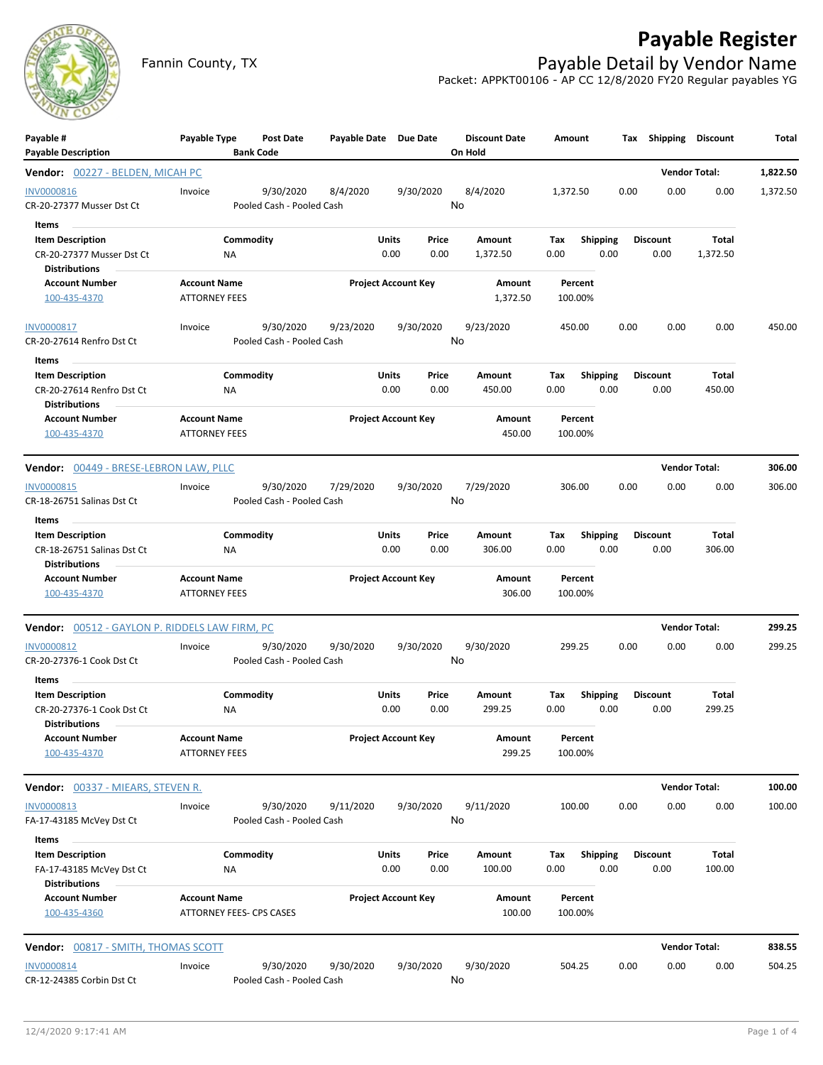# Payable Register

## Payable Detail by Vendor Name

Fannin County, TX

Packet: APPKT00106 - AP CC 12/8/2020 FY20 Regular payables YG

| Payable # / Payable Description | Payable Type | Post Date / Bank Code | Payable Date | Due Date | Discount Date / On Hold | Amount | Tax | Shipping | Discount | Total |
|---|---|---|---|---|---|---|---|---|---|---|

**Vendor: 00227 - BELDEN, MICAH PC** — Vendor Total: 1,822.50

| Payable # | Payable Type | Post Date | Payable Date | Due Date | Discount Date | Amount | Tax | Shipping | Discount | Total |
|---|---|---|---|---|---|---|---|---|---|---|
| INV0000816 | Invoice | 9/30/2020 | 8/4/2020 | 9/30/2020 | 8/4/2020 | 1,372.50 | 0.00 | 0.00 | 0.00 | 1,372.50 |
| CR-20-27377 Musser Dst Ct | | Pooled Cash - Pooled Cash | | | No | | | | | |

Items

| Item Description | Commodity | Units | Price | Amount | Tax | Shipping | Discount | Total |
|---|---|---|---|---|---|---|---|---|
| CR-20-27377 Musser Dst Ct | NA | 0.00 | 0.00 | 1,372.50 | 0.00 | 0.00 | 0.00 | 1,372.50 |

Distributions

| Account Number | Account Name | Project Account Key | Amount | Percent |
|---|---|---|---|---|
| 100-435-4370 | ATTORNEY FEES | | 1,372.50 | 100.00% |

| Payable # | Payable Type | Post Date | Payable Date | Due Date | Discount Date | Amount | Tax | Shipping | Discount | Total |
|---|---|---|---|---|---|---|---|---|---|---|
| INV0000817 | Invoice | 9/30/2020 | 9/23/2020 | 9/30/2020 | 9/23/2020 | 450.00 | 0.00 | 0.00 | 0.00 | 450.00 |
| CR-20-27614 Renfro Dst Ct | | Pooled Cash - Pooled Cash | | | No | | | | | |

Items

| Item Description | Commodity | Units | Price | Amount | Tax | Shipping | Discount | Total |
|---|---|---|---|---|---|---|---|---|
| CR-20-27614 Renfro Dst Ct | NA | 0.00 | 0.00 | 450.00 | 0.00 | 0.00 | 0.00 | 450.00 |

Distributions

| Account Number | Account Name | Project Account Key | Amount | Percent |
|---|---|---|---|---|
| 100-435-4370 | ATTORNEY FEES | | 450.00 | 100.00% |

**Vendor: 00449 - BRESE-LEBRON LAW, PLLC** — Vendor Total: 306.00

| Payable # | Payable Type | Post Date | Payable Date | Due Date | Discount Date | Amount | Tax | Shipping | Discount | Total |
|---|---|---|---|---|---|---|---|---|---|---|
| INV0000815 | Invoice | 9/30/2020 | 7/29/2020 | 9/30/2020 | 7/29/2020 | 306.00 | 0.00 | 0.00 | 0.00 | 306.00 |
| CR-18-26751 Salinas Dst Ct | | Pooled Cash - Pooled Cash | | | No | | | | | |

Items

| Item Description | Commodity | Units | Price | Amount | Tax | Shipping | Discount | Total |
|---|---|---|---|---|---|---|---|---|
| CR-18-26751 Salinas Dst Ct | NA | 0.00 | 0.00 | 306.00 | 0.00 | 0.00 | 0.00 | 306.00 |

Distributions

| Account Number | Account Name | Project Account Key | Amount | Percent |
|---|---|---|---|---|
| 100-435-4370 | ATTORNEY FEES | | 306.00 | 100.00% |

**Vendor: 00512 - GAYLON P. RIDDELS LAW FIRM, PC** — Vendor Total: 299.25

| Payable # | Payable Type | Post Date | Payable Date | Due Date | Discount Date | Amount | Tax | Shipping | Discount | Total |
|---|---|---|---|---|---|---|---|---|---|---|
| INV0000812 | Invoice | 9/30/2020 | 9/30/2020 | 9/30/2020 | 9/30/2020 | 299.25 | 0.00 | 0.00 | 0.00 | 299.25 |
| CR-20-27376-1 Cook Dst Ct | | Pooled Cash - Pooled Cash | | | No | | | | | |

Items

| Item Description | Commodity | Units | Price | Amount | Tax | Shipping | Discount | Total |
|---|---|---|---|---|---|---|---|---|
| CR-20-27376-1 Cook Dst Ct | NA | 0.00 | 0.00 | 299.25 | 0.00 | 0.00 | 0.00 | 299.25 |

Distributions

| Account Number | Account Name | Project Account Key | Amount | Percent |
|---|---|---|---|---|
| 100-435-4370 | ATTORNEY FEES | | 299.25 | 100.00% |

**Vendor: 00337 - MIEARS, STEVEN R.** — Vendor Total: 100.00

| Payable # | Payable Type | Post Date | Payable Date | Due Date | Discount Date | Amount | Tax | Shipping | Discount | Total |
|---|---|---|---|---|---|---|---|---|---|---|
| INV0000813 | Invoice | 9/30/2020 | 9/11/2020 | 9/30/2020 | 9/11/2020 | 100.00 | 0.00 | 0.00 | 0.00 | 100.00 |
| FA-17-43185 McVey Dst Ct | | Pooled Cash - Pooled Cash | | | No | | | | | |

Items

| Item Description | Commodity | Units | Price | Amount | Tax | Shipping | Discount | Total |
|---|---|---|---|---|---|---|---|---|
| FA-17-43185 McVey Dst Ct | NA | 0.00 | 0.00 | 100.00 | 0.00 | 0.00 | 0.00 | 100.00 |

Distributions

| Account Number | Account Name | Project Account Key | Amount | Percent |
|---|---|---|---|---|
| 100-435-4360 | ATTORNEY FEES- CPS CASES | | 100.00 | 100.00% |

**Vendor: 00817 - SMITH, THOMAS SCOTT** — Vendor Total: 838.55

| Payable # | Payable Type | Post Date | Payable Date | Due Date | Discount Date | Amount | Tax | Shipping | Discount | Total |
|---|---|---|---|---|---|---|---|---|---|---|
| INV0000814 | Invoice | 9/30/2020 | 9/30/2020 | 9/30/2020 | 9/30/2020 | 504.25 | 0.00 | 0.00 | 0.00 | 504.25 |
| CR-12-24385 Corbin Dst Ct | | Pooled Cash - Pooled Cash | | | No | | | | | |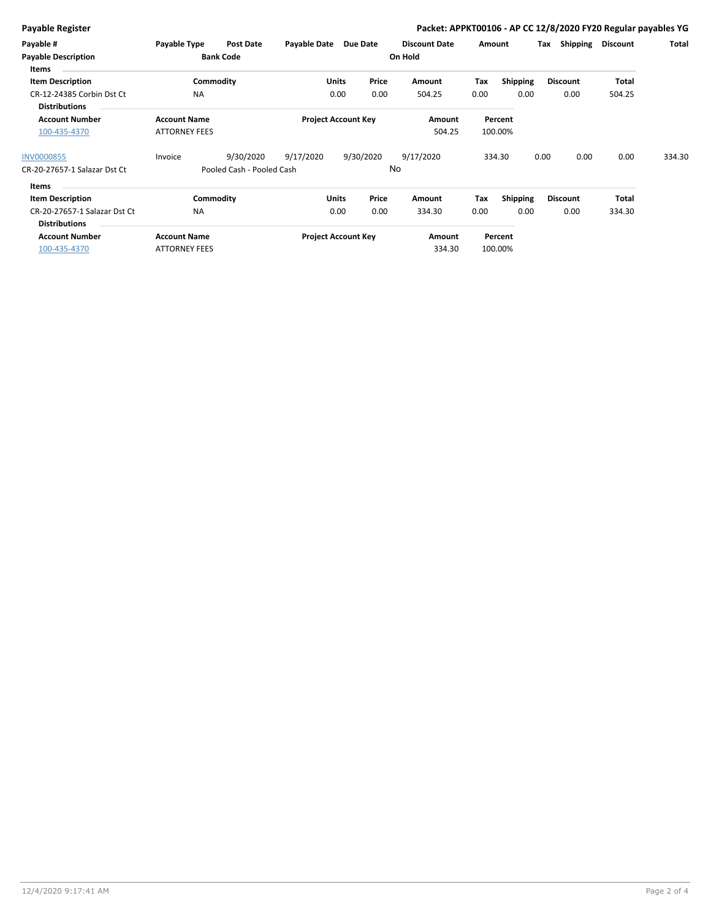**Payable Register**

**Packet: APPKT00106 - AP CC 12/8/2020 FY20 Regular payables YG**

| Payable # | Payable Type | Post Date | Payable Date | Due Date | Discount Date | Amount | Tax | Shipping | Discount | Total |
|---|---|---|---|---|---|---|---|---|---|---|
| **Payable Description** | | **Bank Code** | | | **On Hold** | | | | | |

**Items**

| Item Description | Commodity | Units | Price | Amount | Tax | Shipping | Discount | Total |
|---|---|---|---|---|---|---|---|---|
| CR-12-24385 Corbin Dst Ct | NA | 0.00 | 0.00 | 504.25 | 0.00 | 0.00 | 0.00 | 504.25 |

**Distributions**

| Account Number | Account Name | Project Account Key | Amount | Percent |
|---|---|---|---|---|
| 100-435-4370 | ATTORNEY FEES | | 504.25 | 100.00% |

| Payable # | Payable Type | Post Date | Payable Date | Due Date | Discount Date | Amount | Tax | Shipping | Discount | Total |
|---|---|---|---|---|---|---|---|---|---|---|
| INV0000855 | Invoice | 9/30/2020 | 9/17/2020 | 9/30/2020 | 9/17/2020 | 334.30 | 0.00 | 0.00 | 0.00 | 334.30 |
| CR-20-27657-1 Salazar Dst Ct | | Pooled Cash - Pooled Cash | | | No | | | | | |

**Items**

| Item Description | Commodity | Units | Price | Amount | Tax | Shipping | Discount | Total |
|---|---|---|---|---|---|---|---|---|
| CR-20-27657-1 Salazar Dst Ct | NA | 0.00 | 0.00 | 334.30 | 0.00 | 0.00 | 0.00 | 334.30 |

**Distributions**

| Account Number | Account Name | Project Account Key | Amount | Percent |
|---|---|---|---|---|
| 100-435-4370 | ATTORNEY FEES | | 334.30 | 100.00% |

12/4/2020 9:17:41 AM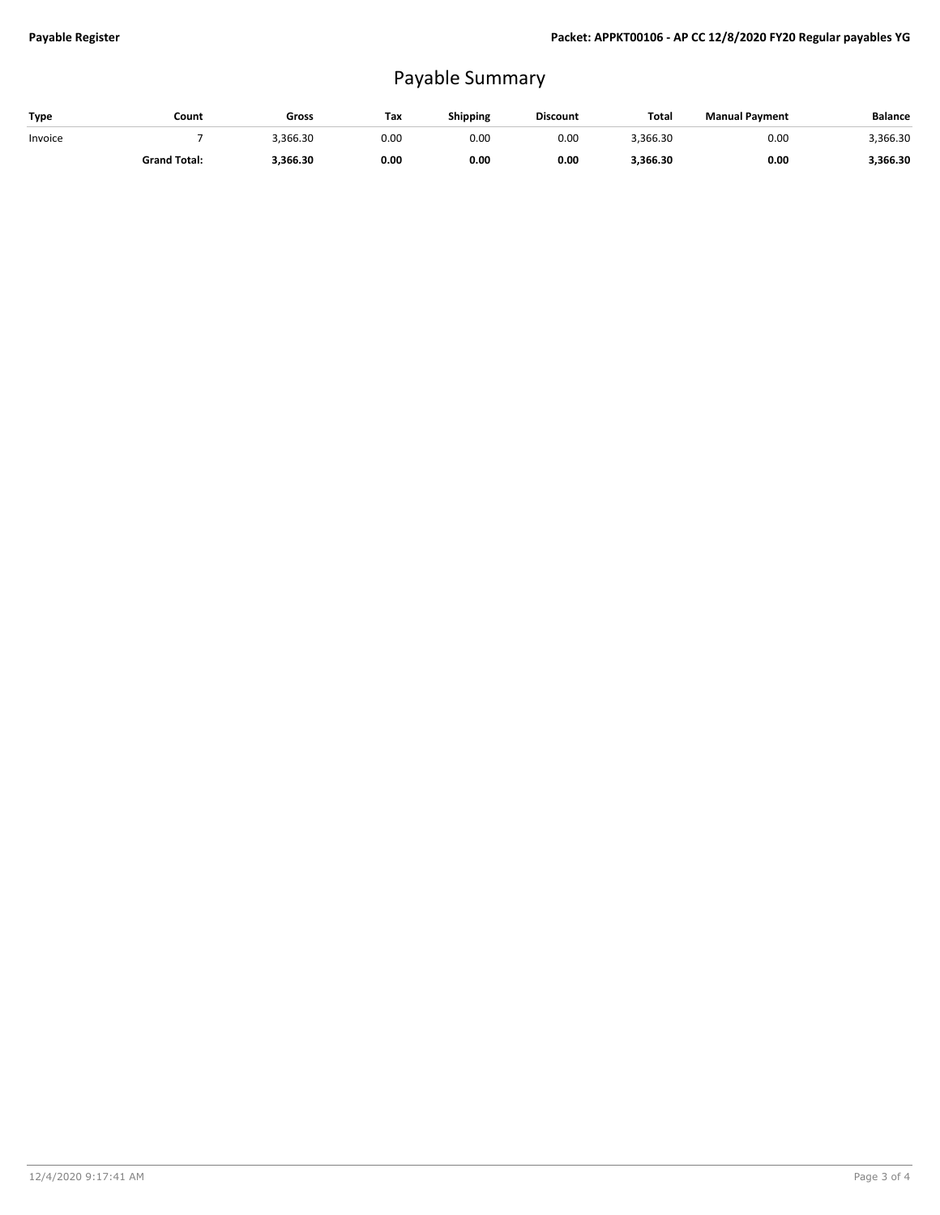# Payable Summary

| Type | Count | Gross | Tax | Shipping | Discount | Total | Manual Payment | Balance |
|---|---|---|---|---|---|---|---|---|
| Invoice | 7 | 3,366.30 | 0.00 | 0.00 | 0.00 | 3,366.30 | 0.00 | 3,366.30 |
| | **Grand Total:** | **3,366.30** | **0.00** | **0.00** | **0.00** | **3,366.30** | **0.00** | **3,366.30** |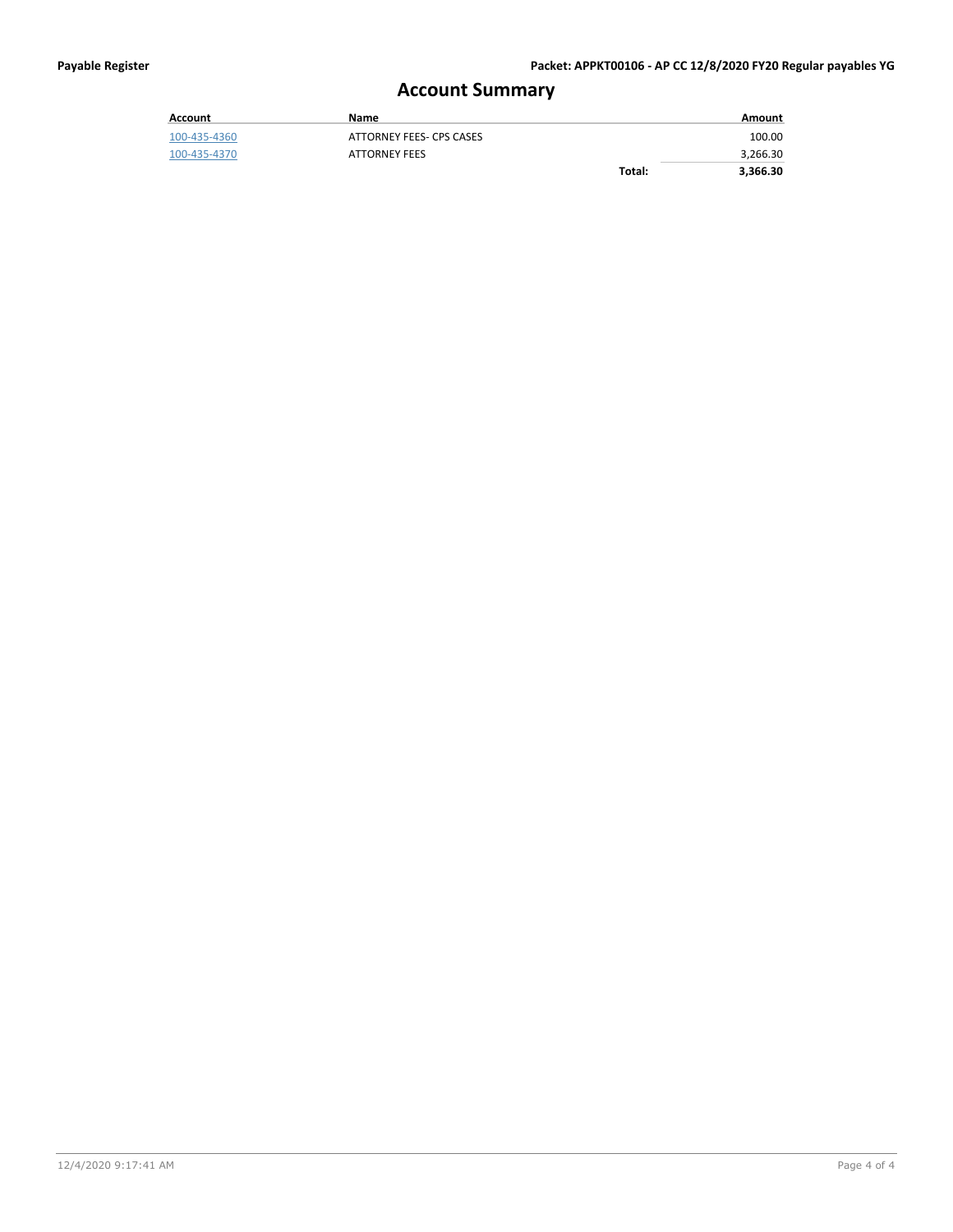# Account Summary

| Account | Name | | Amount |
|---|---|---|---|
| 100-435-4360 | ATTORNEY FEES- CPS CASES | | 100.00 |
| 100-435-4370 | ATTORNEY FEES | | 3,266.30 |
| | | **Total:** | **3,366.30** |